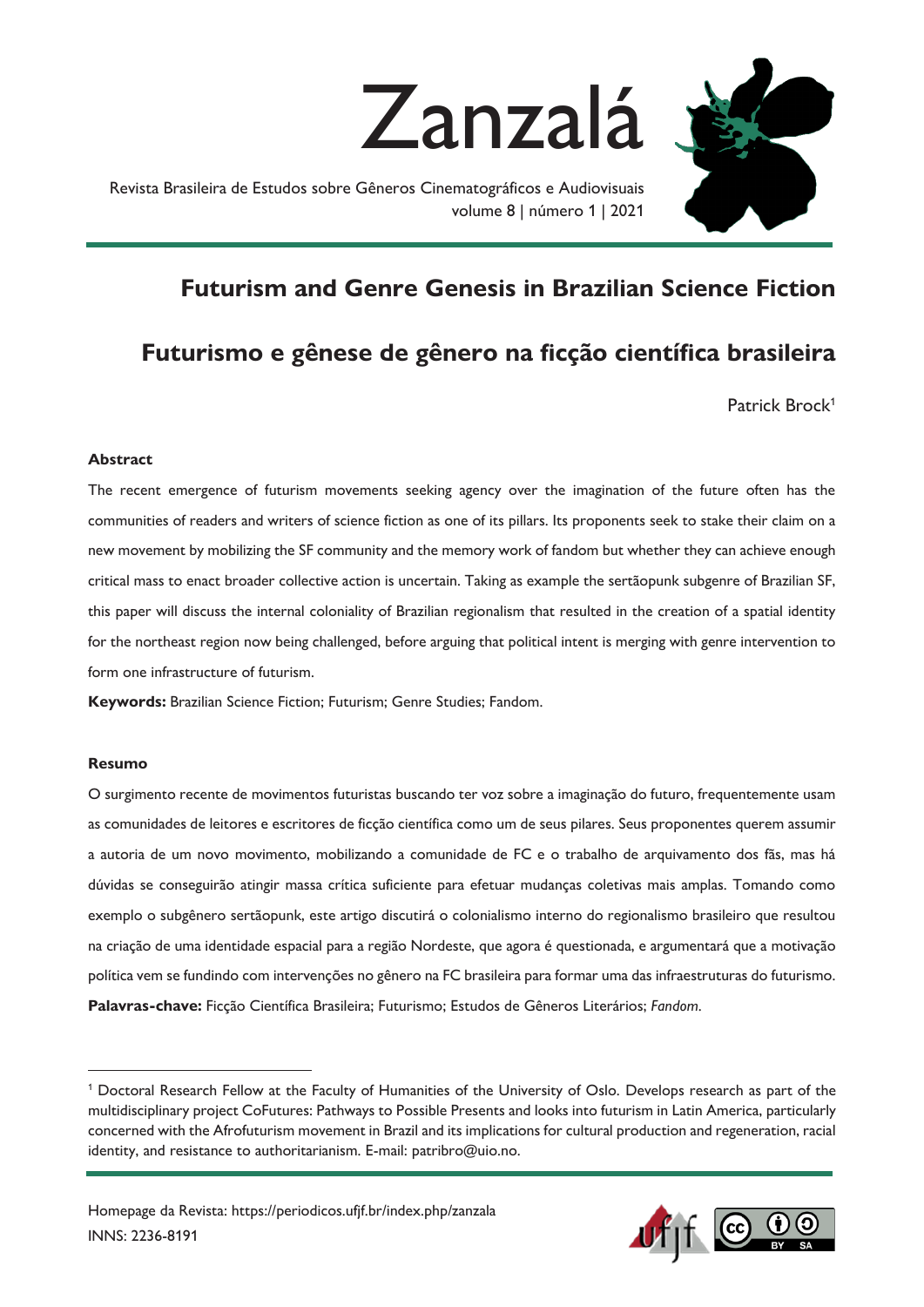Zanzalá

Revista Brasileira de Estudos sobre Gêneros Cinematográficos e Audiovisuais
volume 8 | número 1 | 2021

# Futurism and Genre Genesis in Brazilian Science Fiction

# Futurismo e gênese de gênero na ficção científica brasileira

Patrick Brock[1]

### Abstract

The recent emergence of futurism movements seeking agency over the imagination of the future often has the communities of readers and writers of science fiction as one of its pillars. Its proponents seek to stake their claim on a new movement by mobilizing the SF community and the memory work of fandom but whether they can achieve enough critical mass to enact broader collective action is uncertain. Taking as example the sertãopunk subgenre of Brazilian SF, this paper will discuss the internal coloniality of Brazilian regionalism that resulted in the creation of a spatial identity for the northeast region now being challenged, before arguing that political intent is merging with genre intervention to form one infrastructure of futurism.

**Keywords:** Brazilian Science Fiction; Futurism; Genre Studies; Fandom.

### Resumo

O surgimento recente de movimentos futuristas buscando ter voz sobre a imaginação do futuro, frequentemente usam as comunidades de leitores e escritores de ficção científica como um de seus pilares. Seus proponentes querem assumir a autoria de um novo movimento, mobilizando a comunidade de FC e o trabalho de arquivamento dos fãs, mas há dúvidas se conseguirão atingir massa crítica suficiente para efetuar mudanças coletivas mais amplas. Tomando como exemplo o subgênero sertãopunk, este artigo discutirá o colonialismo interno do regionalismo brasileiro que resultou na criação de uma identidade espacial para a região Nordeste, que agora é questionada, e argumentará que a motivação política vem se fundindo com intervenções no gênero na FC brasileira para formar uma das infraestruturas do futurismo.

**Palavras-chave:** Ficção Científica Brasileira; Futurismo; Estudos de Gêneros Literários; *Fandom*.

---

[1] Doctoral Research Fellow at the Faculty of Humanities of the University of Oslo. Develops research as part of the multidisciplinary project CoFutures: Pathways to Possible Presents and looks into futurism in Latin America, particularly concerned with the Afrofuturism movement in Brazil and its implications for cultural production and regeneration, racial identity, and resistance to authoritarianism. E-mail: patribro@uio.no.

Homepage da Revista: https://periodicos.ufjf.br/index.php/zanzala
INNS: 2236-8191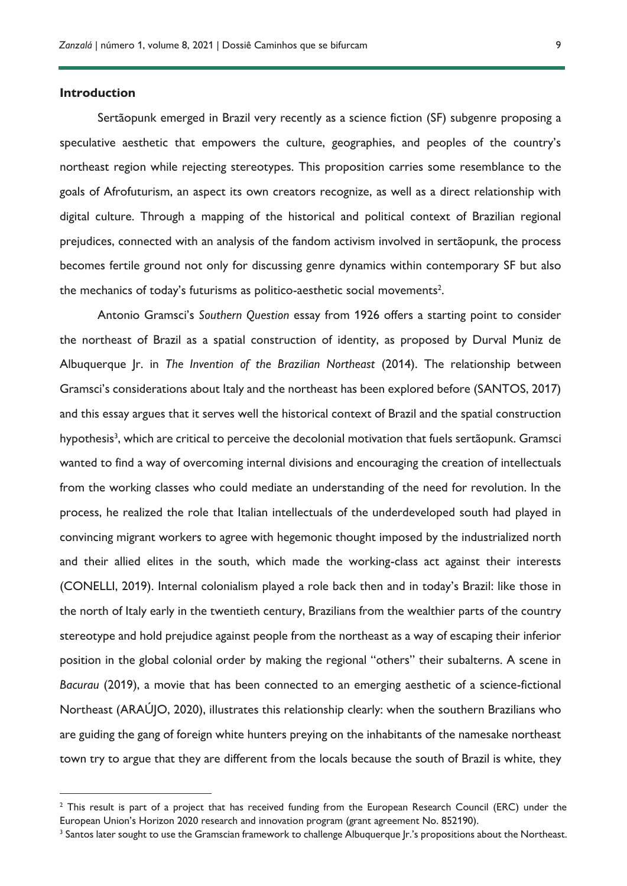## Introduction

Sertãopunk emerged in Brazil very recently as a science fiction (SF) subgenre proposing a speculative aesthetic that empowers the culture, geographies, and peoples of the country's northeast region while rejecting stereotypes. This proposition carries some resemblance to the goals of Afrofuturism, an aspect its own creators recognize, as well as a direct relationship with digital culture. Through a mapping of the historical and political context of Brazilian regional prejudices, connected with an analysis of the fandom activism involved in sertãopunk, the process becomes fertile ground not only for discussing genre dynamics within contemporary SF but also the mechanics of today's futurisms as politico-aesthetic social movements[2].

Antonio Gramsci's *Southern Question* essay from 1926 offers a starting point to consider the northeast of Brazil as a spatial construction of identity, as proposed by Durval Muniz de Albuquerque Jr. in *The Invention of the Brazilian Northeast* (2014). The relationship between Gramsci's considerations about Italy and the northeast has been explored before (SANTOS, 2017) and this essay argues that it serves well the historical context of Brazil and the spatial construction hypothesis[3], which are critical to perceive the decolonial motivation that fuels sertãopunk. Gramsci wanted to find a way of overcoming internal divisions and encouraging the creation of intellectuals from the working classes who could mediate an understanding of the need for revolution. In the process, he realized the role that Italian intellectuals of the underdeveloped south had played in convincing migrant workers to agree with hegemonic thought imposed by the industrialized north and their allied elites in the south, which made the working-class act against their interests (CONELLI, 2019). Internal colonialism played a role back then and in today's Brazil: like those in the north of Italy early in the twentieth century, Brazilians from the wealthier parts of the country stereotype and hold prejudice against people from the northeast as a way of escaping their inferior position in the global colonial order by making the regional "others" their subalterns. A scene in *Bacurau* (2019), a movie that has been connected to an emerging aesthetic of a science-fictional Northeast (ARAÚJO, 2020), illustrates this relationship clearly: when the southern Brazilians who are guiding the gang of foreign white hunters preying on the inhabitants of the namesake northeast town try to argue that they are different from the locals because the south of Brazil is white, they

---

[2] This result is part of a project that has received funding from the European Research Council (ERC) under the European Union's Horizon 2020 research and innovation program (grant agreement No. 852190).

[3] Santos later sought to use the Gramscian framework to challenge Albuquerque Jr.'s propositions about the Northeast.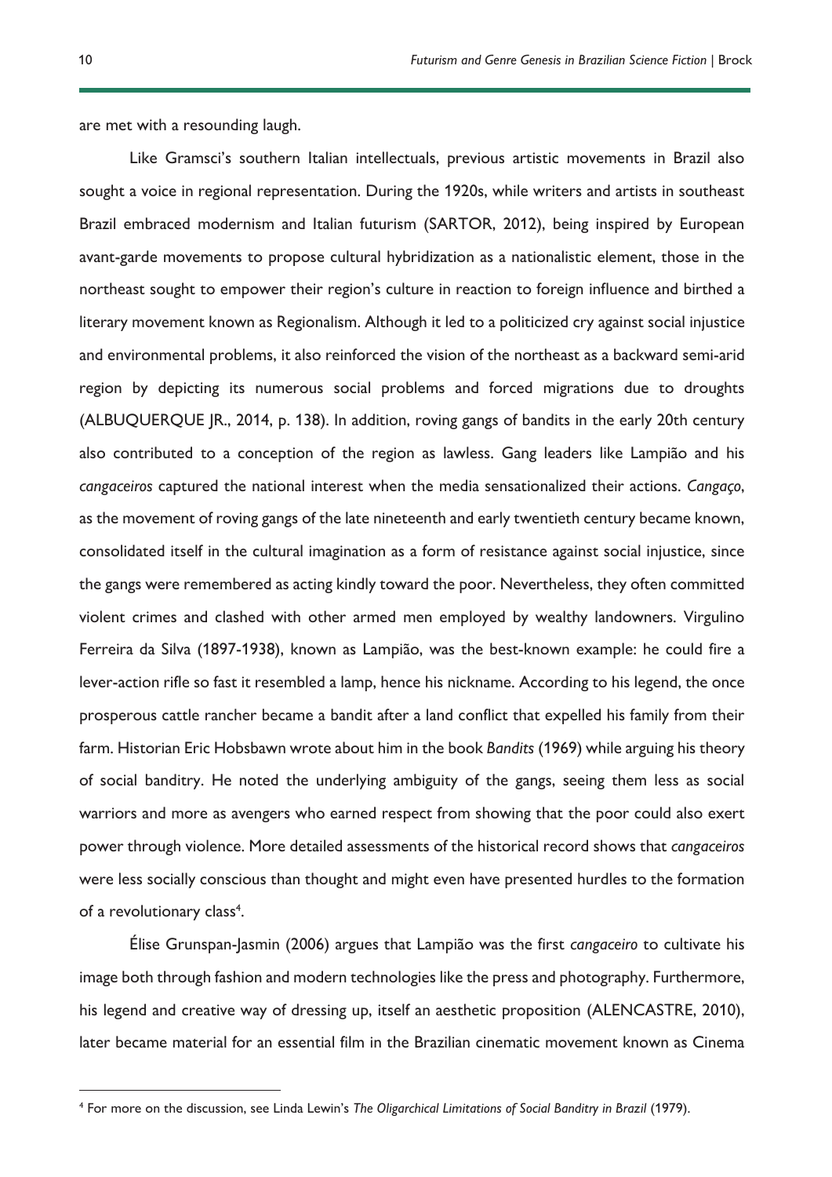are met with a resounding laugh.

Like Gramsci's southern Italian intellectuals, previous artistic movements in Brazil also sought a voice in regional representation. During the 1920s, while writers and artists in southeast Brazil embraced modernism and Italian futurism (SARTOR, 2012), being inspired by European avant-garde movements to propose cultural hybridization as a nationalistic element, those in the northeast sought to empower their region's culture in reaction to foreign influence and birthed a literary movement known as Regionalism. Although it led to a politicized cry against social injustice and environmental problems, it also reinforced the vision of the northeast as a backward semi-arid region by depicting its numerous social problems and forced migrations due to droughts (ALBUQUERQUE JR., 2014, p. 138). In addition, roving gangs of bandits in the early 20th century also contributed to a conception of the region as lawless. Gang leaders like Lampião and his *cangaceiros* captured the national interest when the media sensationalized their actions. *Cangaço*, as the movement of roving gangs of the late nineteenth and early twentieth century became known, consolidated itself in the cultural imagination as a form of resistance against social injustice, since the gangs were remembered as acting kindly toward the poor. Nevertheless, they often committed violent crimes and clashed with other armed men employed by wealthy landowners. Virgulino Ferreira da Silva (1897-1938), known as Lampião, was the best-known example: he could fire a lever-action rifle so fast it resembled a lamp, hence his nickname. According to his legend, the once prosperous cattle rancher became a bandit after a land conflict that expelled his family from their farm. Historian Eric Hobsbawn wrote about him in the book *Bandits* (1969) while arguing his theory of social banditry. He noted the underlying ambiguity of the gangs, seeing them less as social warriors and more as avengers who earned respect from showing that the poor could also exert power through violence. More detailed assessments of the historical record shows that *cangaceiros* were less socially conscious than thought and might even have presented hurdles to the formation of a revolutionary class[4].

Élise Grunspan-Jasmin (2006) argues that Lampião was the first *cangaceiro* to cultivate his image both through fashion and modern technologies like the press and photography. Furthermore, his legend and creative way of dressing up, itself an aesthetic proposition (ALENCASTRE, 2010), later became material for an essential film in the Brazilian cinematic movement known as Cinema

[4] For more on the discussion, see Linda Lewin's *The Oligarchical Limitations of Social Banditry in Brazil* (1979).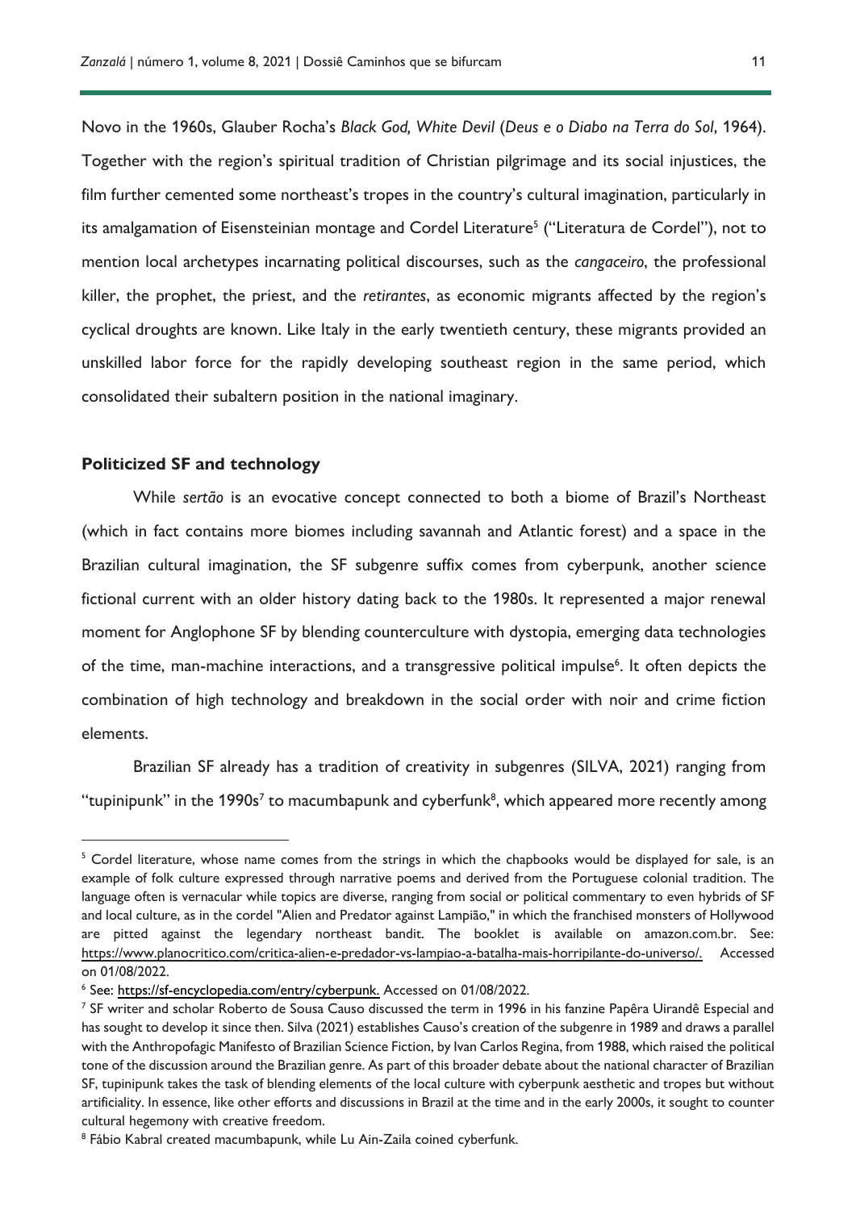Novo in the 1960s, Glauber Rocha's *Black God, White Devil* (*Deus e o Diabo na Terra do Sol*, 1964). Together with the region's spiritual tradition of Christian pilgrimage and its social injustices, the film further cemented some northeast's tropes in the country's cultural imagination, particularly in its amalgamation of Eisensteinian montage and Cordel Literature[5] ("Literatura de Cordel"), not to mention local archetypes incarnating political discourses, such as the *cangaceiro*, the professional killer, the prophet, the priest, and the *retirantes*, as economic migrants affected by the region's cyclical droughts are known. Like Italy in the early twentieth century, these migrants provided an unskilled labor force for the rapidly developing southeast region in the same period, which consolidated their subaltern position in the national imaginary.

### Politicized SF and technology

While *sertão* is an evocative concept connected to both a biome of Brazil's Northeast (which in fact contains more biomes including savannah and Atlantic forest) and a space in the Brazilian cultural imagination, the SF subgenre suffix comes from cyberpunk, another science fictional current with an older history dating back to the 1980s. It represented a major renewal moment for Anglophone SF by blending counterculture with dystopia, emerging data technologies of the time, man-machine interactions, and a transgressive political impulse[6]. It often depicts the combination of high technology and breakdown in the social order with noir and crime fiction elements.

Brazilian SF already has a tradition of creativity in subgenres (SILVA, 2021) ranging from "tupinipunk" in the 1990s[7] to macumbapunk and cyberfunk[8], which appeared more recently among

---

[5] Cordel literature, whose name comes from the strings in which the chapbooks would be displayed for sale, is an example of folk culture expressed through narrative poems and derived from the Portuguese colonial tradition. The language often is vernacular while topics are diverse, ranging from social or political commentary to even hybrids of SF and local culture, as in the cordel "Alien and Predator against Lampião," in which the franchised monsters of Hollywood are pitted against the legendary northeast bandit. The booklet is available on amazon.com.br. See: https://www.planocritico.com/critica-alien-e-predador-vs-lampiao-a-batalha-mais-horripilante-do-universo/. Accessed on 01/08/2022.

[6] See: https://sf-encyclopedia.com/entry/cyberpunk. Accessed on 01/08/2022.

[7] SF writer and scholar Roberto de Sousa Causo discussed the term in 1996 in his fanzine Papêra Uirandê Especial and has sought to develop it since then. Silva (2021) establishes Causo's creation of the subgenre in 1989 and draws a parallel with the Anthropofagic Manifesto of Brazilian Science Fiction, by Ivan Carlos Regina, from 1988, which raised the political tone of the discussion around the Brazilian genre. As part of this broader debate about the national character of Brazilian SF, tupinipunk takes the task of blending elements of the local culture with cyberpunk aesthetic and tropes but without artificiality. In essence, like other efforts and discussions in Brazil at the time and in the early 2000s, it sought to counter cultural hegemony with creative freedom.

[8] Fábio Kabral created macumbapunk, while Lu Ain-Zaila coined cyberfunk.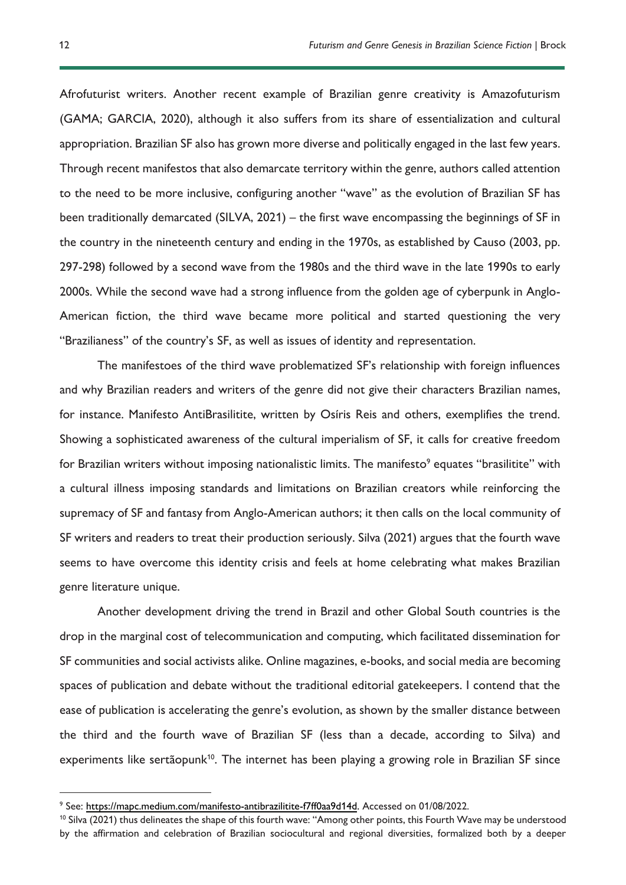Afrofuturist writers. Another recent example of Brazilian genre creativity is Amazofuturism (GAMA; GARCIA, 2020), although it also suffers from its share of essentialization and cultural appropriation. Brazilian SF also has grown more diverse and politically engaged in the last few years. Through recent manifestos that also demarcate territory within the genre, authors called attention to the need to be more inclusive, configuring another "wave" as the evolution of Brazilian SF has been traditionally demarcated (SILVA, 2021) – the first wave encompassing the beginnings of SF in the country in the nineteenth century and ending in the 1970s, as established by Causo (2003, pp. 297-298) followed by a second wave from the 1980s and the third wave in the late 1990s to early 2000s. While the second wave had a strong influence from the golden age of cyberpunk in Anglo-American fiction, the third wave became more political and started questioning the very "Brazilianess" of the country's SF, as well as issues of identity and representation.

The manifestoes of the third wave problematized SF's relationship with foreign influences and why Brazilian readers and writers of the genre did not give their characters Brazilian names, for instance. Manifesto AntiBrasilitite, written by Osíris Reis and others, exemplifies the trend. Showing a sophisticated awareness of the cultural imperialism of SF, it calls for creative freedom for Brazilian writers without imposing nationalistic limits. The manifesto[9] equates "brasilitite" with a cultural illness imposing standards and limitations on Brazilian creators while reinforcing the supremacy of SF and fantasy from Anglo-American authors; it then calls on the local community of SF writers and readers to treat their production seriously. Silva (2021) argues that the fourth wave seems to have overcome this identity crisis and feels at home celebrating what makes Brazilian genre literature unique.

Another development driving the trend in Brazil and other Global South countries is the drop in the marginal cost of telecommunication and computing, which facilitated dissemination for SF communities and social activists alike. Online magazines, e-books, and social media are becoming spaces of publication and debate without the traditional editorial gatekeepers. I contend that the ease of publication is accelerating the genre's evolution, as shown by the smaller distance between the third and the fourth wave of Brazilian SF (less than a decade, according to Silva) and experiments like sertãopunk[10]. The internet has been playing a growing role in Brazilian SF since

---

[9] See: https://mapc.medium.com/manifesto-antibrazilitite-f7ff0aa9d14d. Accessed on 01/08/2022.

[10] Silva (2021) thus delineates the shape of this fourth wave: "Among other points, this Fourth Wave may be understood by the affirmation and celebration of Brazilian sociocultural and regional diversities, formalized both by a deeper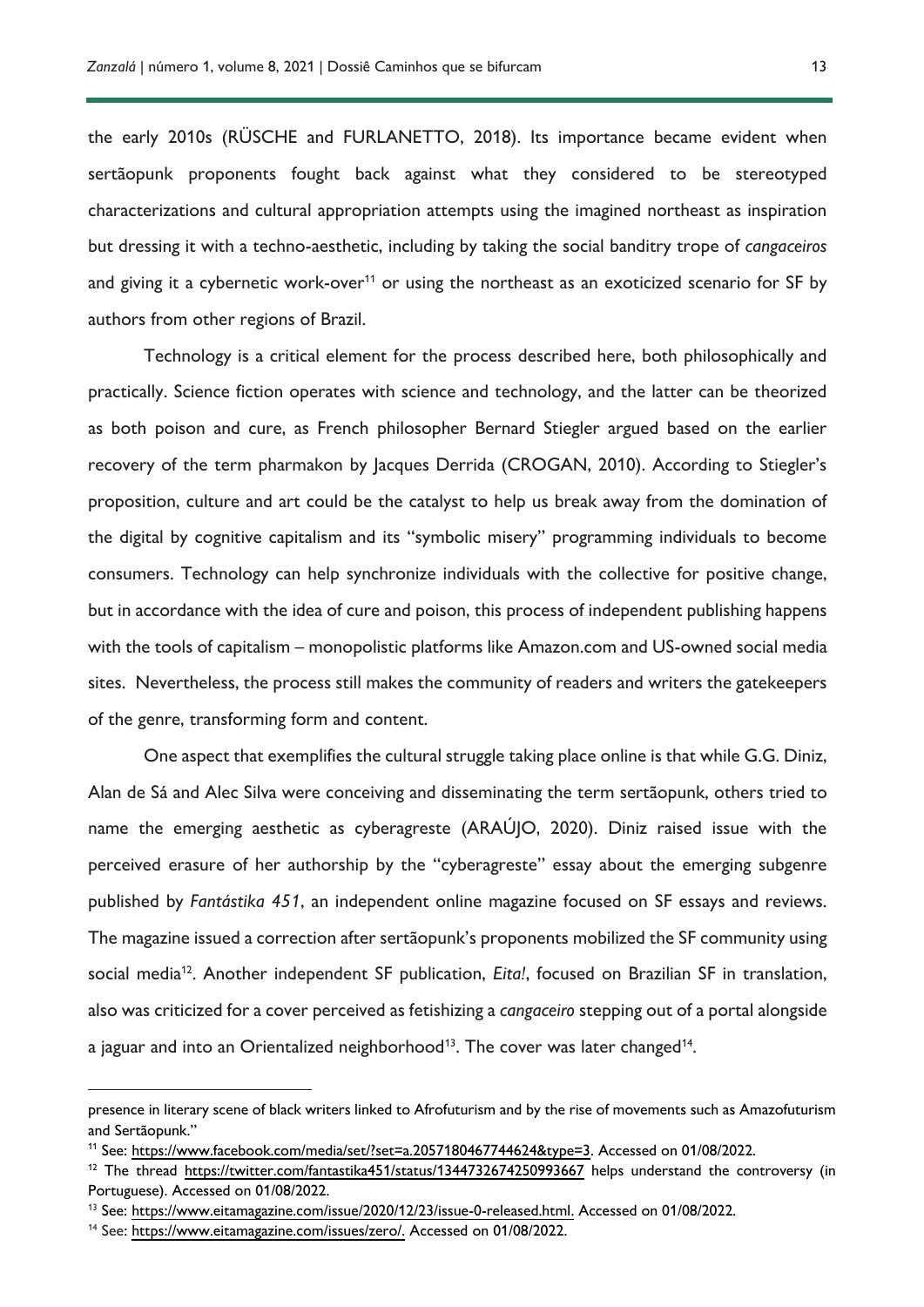the early 2010s (RÜSCHE and FURLANETTO, 2018). Its importance became evident when sertãopunk proponents fought back against what they considered to be stereotyped characterizations and cultural appropriation attempts using the imagined northeast as inspiration but dressing it with a techno-aesthetic, including by taking the social banditry trope of *cangaceiros* and giving it a cybernetic work-over[11] or using the northeast as an exoticized scenario for SF by authors from other regions of Brazil.

Technology is a critical element for the process described here, both philosophically and practically. Science fiction operates with science and technology, and the latter can be theorized as both poison and cure, as French philosopher Bernard Stiegler argued based on the earlier recovery of the term pharmakon by Jacques Derrida (CROGAN, 2010). According to Stiegler's proposition, culture and art could be the catalyst to help us break away from the domination of the digital by cognitive capitalism and its "symbolic misery" programming individuals to become consumers. Technology can help synchronize individuals with the collective for positive change, but in accordance with the idea of cure and poison, this process of independent publishing happens with the tools of capitalism – monopolistic platforms like Amazon.com and US-owned social media sites. Nevertheless, the process still makes the community of readers and writers the gatekeepers of the genre, transforming form and content.

One aspect that exemplifies the cultural struggle taking place online is that while G.G. Diniz, Alan de Sá and Alec Silva were conceiving and disseminating the term sertãopunk, others tried to name the emerging aesthetic as cyberagreste (ARAÚJO, 2020). Diniz raised issue with the perceived erasure of her authorship by the "cyberagreste" essay about the emerging subgenre published by *Fantástika 451*, an independent online magazine focused on SF essays and reviews. The magazine issued a correction after sertãopunk's proponents mobilized the SF community using social media[12]. Another independent SF publication, *Eita!*, focused on Brazilian SF in translation, also was criticized for a cover perceived as fetishizing a *cangaceiro* stepping out of a portal alongside a jaguar and into an Orientalized neighborhood[13]. The cover was later changed[14].

---

presence in literary scene of black writers linked to Afrofuturism and by the rise of movements such as Amazofuturism and Sertãopunk."

[11] See: https://www.facebook.com/media/set/?set=a.2057180467744624&type=3. Accessed on 01/08/2022.

[12] The thread https://twitter.com/fantastika451/status/1344732674250993667 helps understand the controversy (in Portuguese). Accessed on 01/08/2022.

[13] See: https://www.eitamagazine.com/issue/2020/12/23/issue-0-released.html. Accessed on 01/08/2022.

[14] See: https://www.eitamagazine.com/issues/zero/. Accessed on 01/08/2022.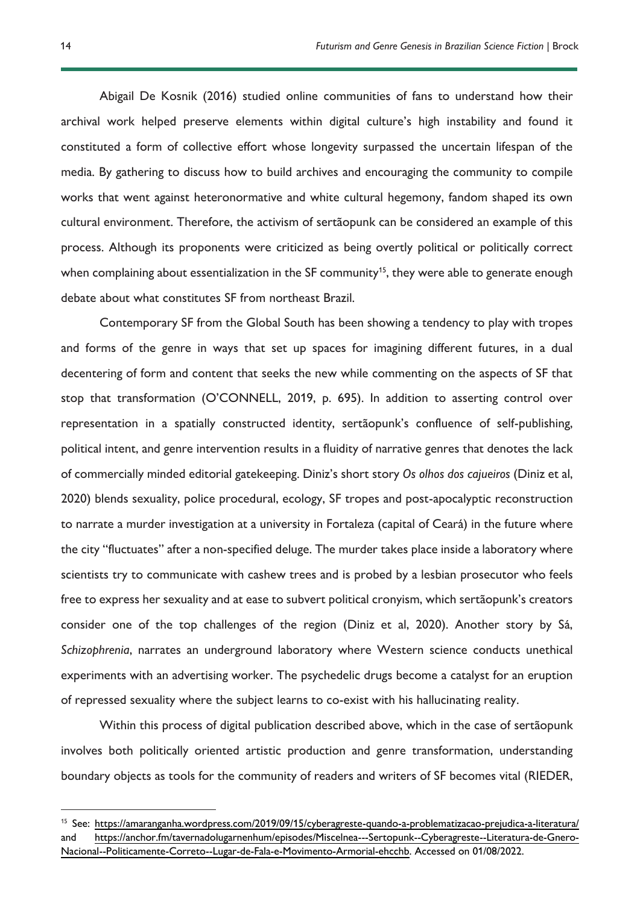Abigail De Kosnik (2016) studied online communities of fans to understand how their archival work helped preserve elements within digital culture's high instability and found it constituted a form of collective effort whose longevity surpassed the uncertain lifespan of the media. By gathering to discuss how to build archives and encouraging the community to compile works that went against heteronormative and white cultural hegemony, fandom shaped its own cultural environment. Therefore, the activism of sertãopunk can be considered an example of this process. Although its proponents were criticized as being overtly political or politically correct when complaining about essentialization in the SF community[15], they were able to generate enough debate about what constitutes SF from northeast Brazil.

Contemporary SF from the Global South has been showing a tendency to play with tropes and forms of the genre in ways that set up spaces for imagining different futures, in a dual decentering of form and content that seeks the new while commenting on the aspects of SF that stop that transformation (O'CONNELL, 2019, p. 695). In addition to asserting control over representation in a spatially constructed identity, sertãopunk's confluence of self-publishing, political intent, and genre intervention results in a fluidity of narrative genres that denotes the lack of commercially minded editorial gatekeeping. Diniz's short story *Os olhos dos cajueiros* (Diniz et al, 2020) blends sexuality, police procedural, ecology, SF tropes and post-apocalyptic reconstruction to narrate a murder investigation at a university in Fortaleza (capital of Ceará) in the future where the city "fluctuates" after a non-specified deluge. The murder takes place inside a laboratory where scientists try to communicate with cashew trees and is probed by a lesbian prosecutor who feels free to express her sexuality and at ease to subvert political cronyism, which sertãopunk's creators consider one of the top challenges of the region (Diniz et al, 2020). Another story by Sá, *Schizophrenia*, narrates an underground laboratory where Western science conducts unethical experiments with an advertising worker. The psychedelic drugs become a catalyst for an eruption of repressed sexuality where the subject learns to co-exist with his hallucinating reality.

Within this process of digital publication described above, which in the case of sertãopunk involves both politically oriented artistic production and genre transformation, understanding boundary objects as tools for the community of readers and writers of SF becomes vital (RIEDER,

---

[15] See: https://amaranganha.wordpress.com/2019/09/15/cyberagreste-quando-a-problematizacao-prejudica-a-literatura/ and https://anchor.fm/tavernadolugarnenhum/episodes/Miscelnea---Sertopunk--Cyberagreste--Literatura-de-Gnero-Nacional--Politicamente-Correto--Lugar-de-Fala-e-Movimento-Armorial-ehcchb. Accessed on 01/08/2022.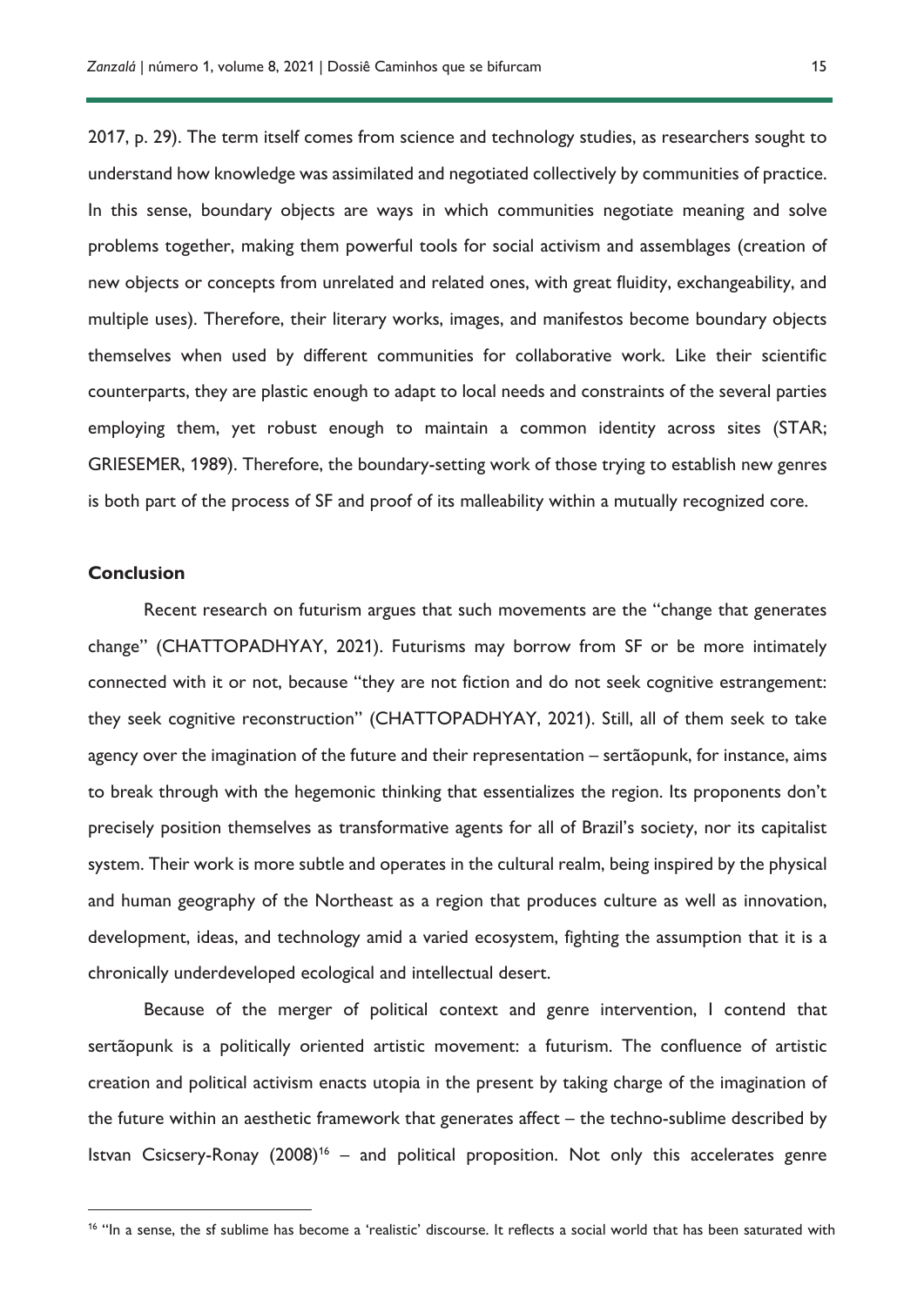2017, p. 29). The term itself comes from science and technology studies, as researchers sought to understand how knowledge was assimilated and negotiated collectively by communities of practice. In this sense, boundary objects are ways in which communities negotiate meaning and solve problems together, making them powerful tools for social activism and assemblages (creation of new objects or concepts from unrelated and related ones, with great fluidity, exchangeability, and multiple uses). Therefore, their literary works, images, and manifestos become boundary objects themselves when used by different communities for collaborative work. Like their scientific counterparts, they are plastic enough to adapt to local needs and constraints of the several parties employing them, yet robust enough to maintain a common identity across sites (STAR; GRIESEMER, 1989). Therefore, the boundary-setting work of those trying to establish new genres is both part of the process of SF and proof of its malleability within a mutually recognized core.

## Conclusion

Recent research on futurism argues that such movements are the "change that generates change" (CHATTOPADHYAY, 2021). Futurisms may borrow from SF or be more intimately connected with it or not, because "they are not fiction and do not seek cognitive estrangement: they seek cognitive reconstruction" (CHATTOPADHYAY, 2021). Still, all of them seek to take agency over the imagination of the future and their representation – sertãopunk, for instance, aims to break through with the hegemonic thinking that essentializes the region. Its proponents don't precisely position themselves as transformative agents for all of Brazil's society, nor its capitalist system. Their work is more subtle and operates in the cultural realm, being inspired by the physical and human geography of the Northeast as a region that produces culture as well as innovation, development, ideas, and technology amid a varied ecosystem, fighting the assumption that it is a chronically underdeveloped ecological and intellectual desert.

Because of the merger of political context and genre intervention, I contend that sertãopunk is a politically oriented artistic movement: a futurism. The confluence of artistic creation and political activism enacts utopia in the present by taking charge of the imagination of the future within an aesthetic framework that generates affect – the techno-sublime described by Istvan Csicsery-Ronay (2008)[16] – and political proposition. Not only this accelerates genre

[16] "In a sense, the sf sublime has become a 'realistic' discourse. It reflects a social world that has been saturated with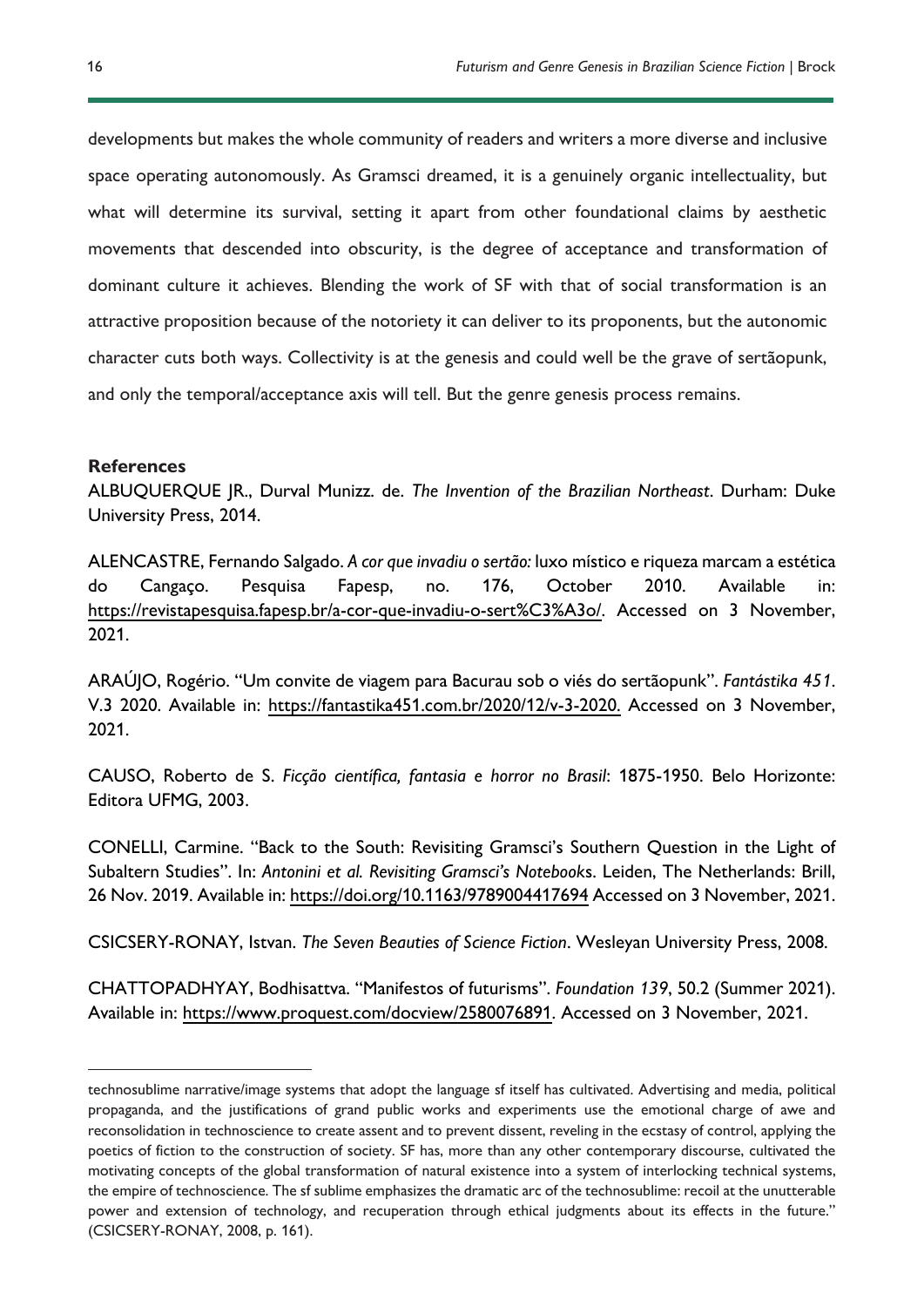developments but makes the whole community of readers and writers a more diverse and inclusive space operating autonomously. As Gramsci dreamed, it is a genuinely organic intellectuality, but what will determine its survival, setting it apart from other foundational claims by aesthetic movements that descended into obscurity, is the degree of acceptance and transformation of dominant culture it achieves. Blending the work of SF with that of social transformation is an attractive proposition because of the notoriety it can deliver to its proponents, but the autonomic character cuts both ways. Collectivity is at the genesis and could well be the grave of sertãopunk, and only the temporal/acceptance axis will tell. But the genre genesis process remains.

## References

ALBUQUERQUE JR., Durval Munizz. de. *The Invention of the Brazilian Northeast*. Durham: Duke University Press, 2014.

ALENCASTRE, Fernando Salgado. *A cor que invadiu o sertão:* luxo místico e riqueza marcam a estética do Cangaço. Pesquisa Fapesp, no. 176, October 2010. Available in: https://revistapesquisa.fapesp.br/a-cor-que-invadiu-o-sert%C3%A3o/. Accessed on 3 November, 2021.

ARAÚJO, Rogério. "Um convite de viagem para Bacurau sob o viés do sertãopunk". *Fantástika 451*. V.3 2020. Available in: https://fantastika451.com.br/2020/12/v-3-2020. Accessed on 3 November, 2021.

CAUSO, Roberto de S. *Ficção científica, fantasia e horror no Brasil*: 1875-1950. Belo Horizonte: Editora UFMG, 2003.

CONELLI, Carmine. "Back to the South: Revisiting Gramsci's Southern Question in the Light of Subaltern Studies". In: *Antonini et al. Revisiting Gramsci's Notebooks*. Leiden, The Netherlands: Brill, 26 Nov. 2019. Available in: https://doi.org/10.1163/9789004417694 Accessed on 3 November, 2021.

CSICSERY-RONAY, Istvan. *The Seven Beauties of Science Fiction*. Wesleyan University Press, 2008.

CHATTOPADHYAY, Bodhisattva. "Manifestos of futurisms". *Foundation 139*, 50.2 (Summer 2021). Available in: https://www.proquest.com/docview/2580076891. Accessed on 3 November, 2021.

---

technosublime narrative/image systems that adopt the language sf itself has cultivated. Advertising and media, political propaganda, and the justifications of grand public works and experiments use the emotional charge of awe and reconsolidation in technoscience to create assent and to prevent dissent, reveling in the ecstasy of control, applying the poetics of fiction to the construction of society. SF has, more than any other contemporary discourse, cultivated the motivating concepts of the global transformation of natural existence into a system of interlocking technical systems, the empire of technoscience. The sf sublime emphasizes the dramatic arc of the technosublime: recoil at the unutterable power and extension of technology, and recuperation through ethical judgments about its effects in the future." (CSICSERY-RONAY, 2008, p. 161).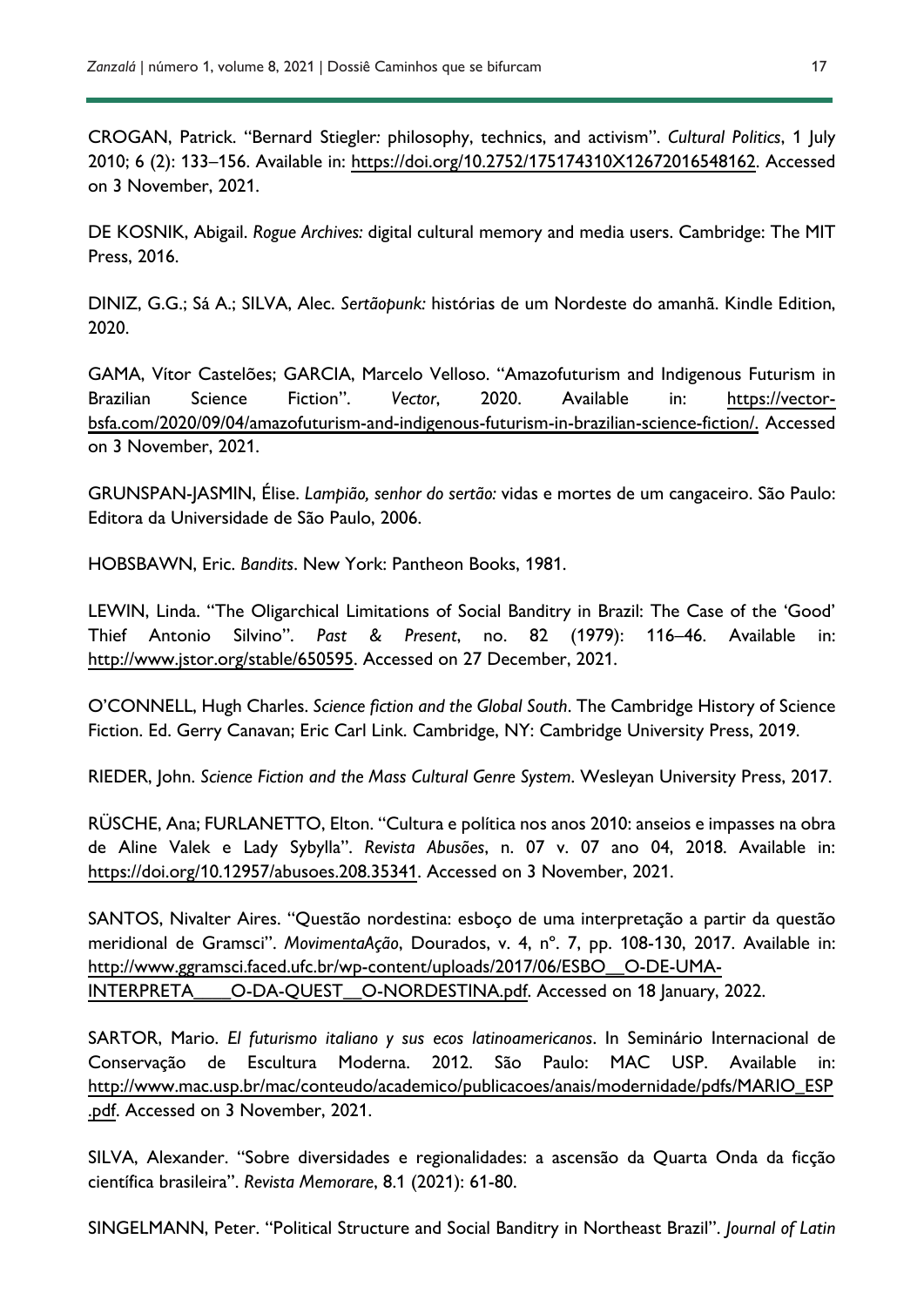CROGAN, Patrick. "Bernard Stiegler: philosophy, technics, and activism". *Cultural Politics*, 1 July 2010; 6 (2): 133–156. Available in: https://doi.org/10.2752/175174310X12672016548162. Accessed on 3 November, 2021.

DE KOSNIK, Abigail. *Rogue Archives:* digital cultural memory and media users. Cambridge: The MIT Press, 2016.

DINIZ, G.G.; Sá A.; SILVA, Alec. *Sertãopunk:* histórias de um Nordeste do amanhã. Kindle Edition, 2020.

GAMA, Vítor Castelões; GARCIA, Marcelo Velloso. "Amazofuturism and Indigenous Futurism in Brazilian Science Fiction". *Vector*, 2020. Available in: https://vector-bsfa.com/2020/09/04/amazofuturism-and-indigenous-futurism-in-brazilian-science-fiction/. Accessed on 3 November, 2021.

GRUNSPAN-JASMIN, Élise. *Lampião, senhor do sertão:* vidas e mortes de um cangaceiro. São Paulo: Editora da Universidade de São Paulo, 2006.

HOBSBAWN, Eric. *Bandits*. New York: Pantheon Books, 1981.

LEWIN, Linda. "The Oligarchical Limitations of Social Banditry in Brazil: The Case of the 'Good' Thief Antonio Silvino". *Past & Present*, no. 82 (1979): 116–46. Available in: http://www.jstor.org/stable/650595. Accessed on 27 December, 2021.

O'CONNELL, Hugh Charles. *Science fiction and the Global South*. The Cambridge History of Science Fiction. Ed. Gerry Canavan; Eric Carl Link. Cambridge, NY: Cambridge University Press, 2019.

RIEDER, John. *Science Fiction and the Mass Cultural Genre System*. Wesleyan University Press, 2017.

RÜSCHE, Ana; FURLANETTO, Elton. "Cultura e política nos anos 2010: anseios e impasses na obra de Aline Valek e Lady Sybylla". *Revista Abusões*, n. 07 v. 07 ano 04, 2018. Available in: https://doi.org/10.12957/abusoes.208.35341. Accessed on 3 November, 2021.

SANTOS, Nivalter Aires. "Questão nordestina: esboço de uma interpretação a partir da questão meridional de Gramsci". *MovimentaAção*, Dourados, v. 4, nº. 7, pp. 108-130, 2017. Available in: http://www.ggramsci.faced.ufc.br/wp-content/uploads/2017/06/ESBO__O-DE-UMA-INTERPRETA____O-DA-QUEST__O-NORDESTINA.pdf. Accessed on 18 January, 2022.

SARTOR, Mario. *El futurismo italiano y sus ecos latinoamericanos*. In Seminário Internacional de Conservação de Escultura Moderna. 2012. São Paulo: MAC USP. Available in: http://www.mac.usp.br/mac/conteudo/academico/publicacoes/anais/modernidade/pdfs/MARIO_ESP.pdf. Accessed on 3 November, 2021.

SILVA, Alexander. "Sobre diversidades e regionalidades: a ascensão da Quarta Onda da ficção científica brasileira". *Revista Memorare*, 8.1 (2021): 61-80.

SINGELMANN, Peter. "Political Structure and Social Banditry in Northeast Brazil". *Journal of Latin*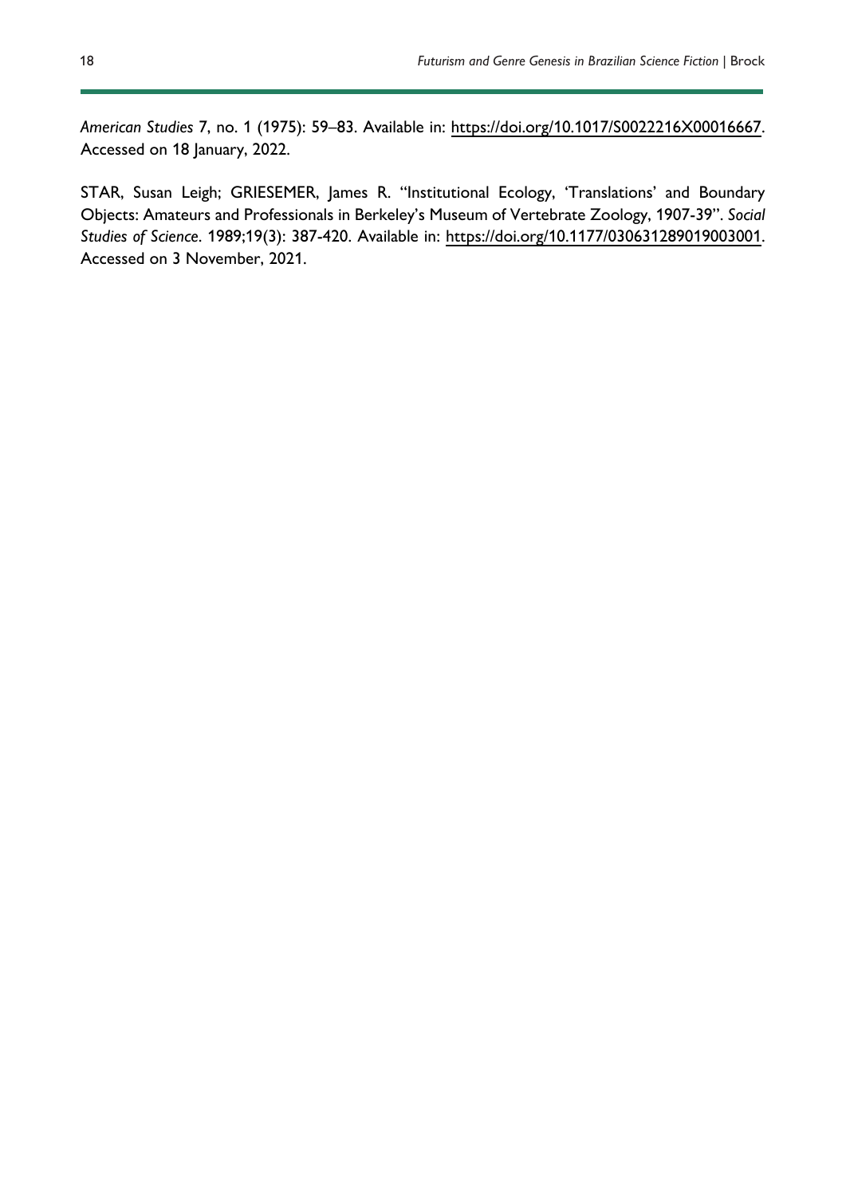*American Studies* 7, no. 1 (1975): 59–83. Available in: https://doi.org/10.1017/S0022216X00016667. Accessed on 18 January, 2022.

STAR, Susan Leigh; GRIESEMER, James R. "Institutional Ecology, 'Translations' and Boundary Objects: Amateurs and Professionals in Berkeley's Museum of Vertebrate Zoology, 1907-39". *Social Studies of Science*. 1989;19(3): 387-420. Available in: https://doi.org/10.1177/030631289019003001. Accessed on 3 November, 2021.